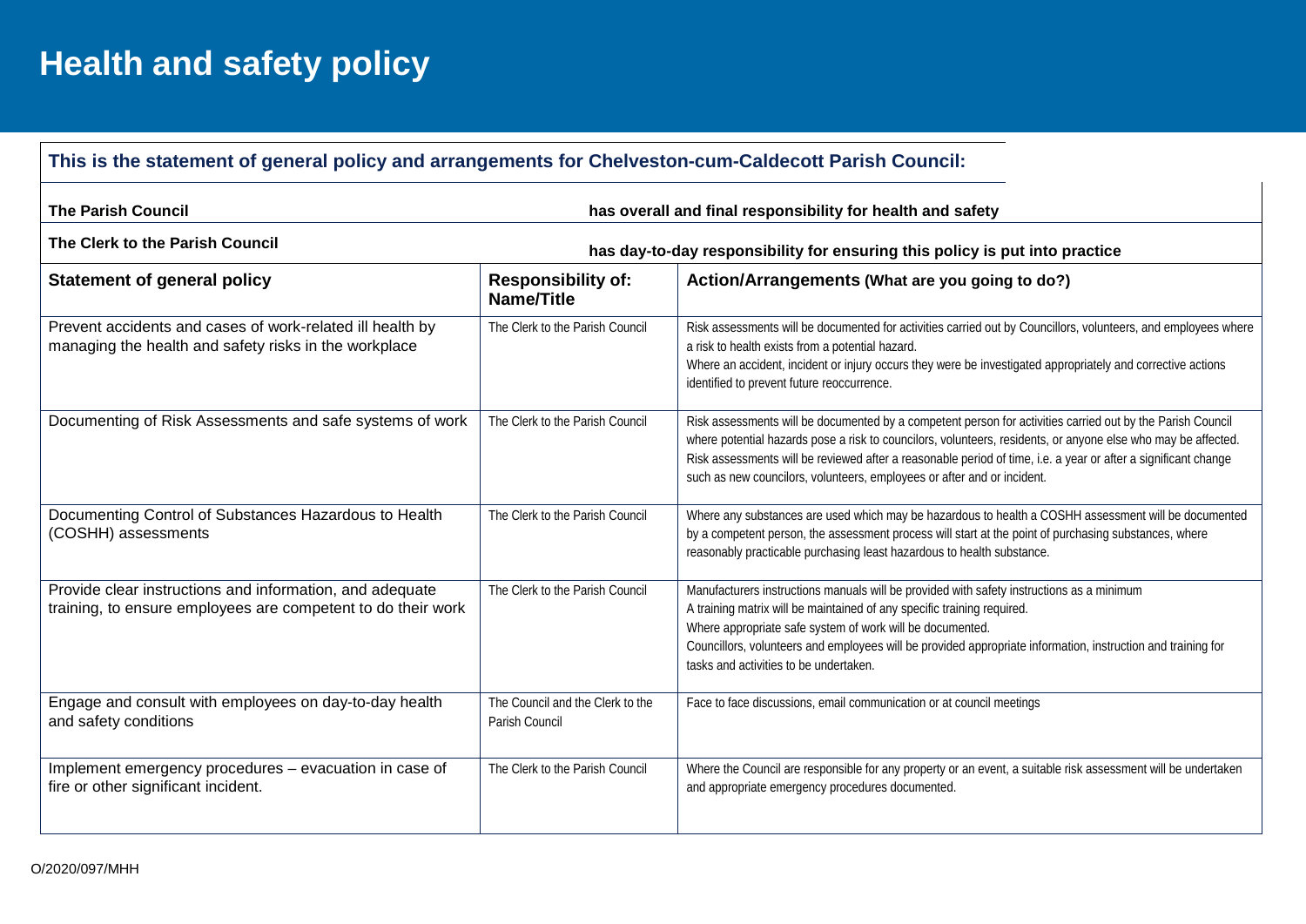# Health and safety policy

**This is the statement of general policy and arrangements for Chelveston-cum-Caldecott Parish Council:**

**The Parish Council** has overall and final responsibility for health and safety

**The Clerk to the Parish Council** has day-to-day responsibility for ensuring this policy is put into practice

| Statement of general policy | Responsibility of: Name/Title | Action/Arrangements (What are you going to do?) |
|---|---|---|
| Prevent accidents and cases of work-related ill health by managing the health and safety risks in the workplace | The Clerk to the Parish Council | Risk assessments will be documented for activities carried out by Councillors, volunteers, and employees where a risk to health exists from a potential hazard.<br>Where an accident, incident or injury occurs they were be investigated appropriately and corrective actions identified to prevent future reoccurrence. |
| Documenting of Risk Assessments and safe systems of work | The Clerk to the Parish Council | Risk assessments will be documented by a competent person for activities carried out by the Parish Council where potential hazards pose a risk to councilors, volunteers, residents, or anyone else who may be affected. Risk assessments will be reviewed after a reasonable period of time, i.e. a year or after a significant change such as new councilors, volunteers, employees or after and or incident. |
| Documenting Control of Substances Hazardous to Health (COSHH) assessments | The Clerk to the Parish Council | Where any substances are used which may be hazardous to health a COSHH assessment will be documented by a competent person, the assessment process will start at the point of purchasing substances, where reasonably practicable purchasing least hazardous to health substance. |
| Provide clear instructions and information, and adequate training, to ensure employees are competent to do their work | The Clerk to the Parish Council | Manufacturers instructions manuals will be provided with safety instructions as a minimum<br>A training matrix will be maintained of any specific training required.<br>Where appropriate safe system of work will be documented.<br>Councillors, volunteers and employees will be provided appropriate information, instruction and training for tasks and activities to be undertaken. |
| Engage and consult with employees on day-to-day health and safety conditions | The Council and the Clerk to the Parish Council | Face to face discussions, email communication or at council meetings |
| Implement emergency procedures – evacuation in case of fire or other significant incident. | The Clerk to the Parish Council | Where the Council are responsible for any property or an event, a suitable risk assessment will be undertaken and appropriate emergency procedures documented. |

O/2020/097/MHH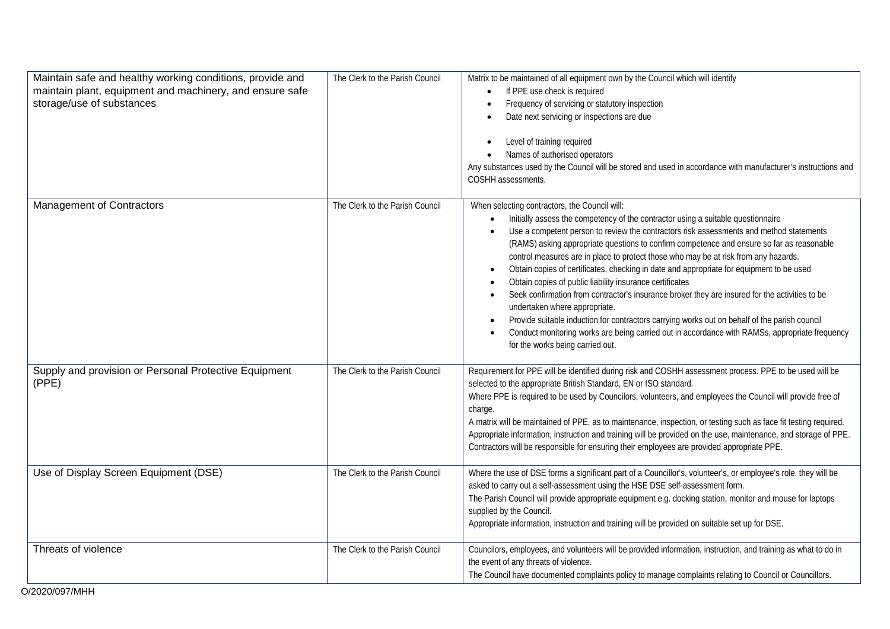| | | |
|---|---|---|
| Maintain safe and healthy working conditions, provide and maintain plant, equipment and machinery, and ensure safe storage/use of substances | The Clerk to the Parish Council | Matrix to be maintained of all equipment own by the Council which will identify<br>• If PPE use check is required<br>• Frequency of servicing or statutory inspection<br>• Date next servicing or inspections are due<br>• Level of training required<br>• Names of authorised operators<br>Any substances used by the Council will be stored and used in accordance with manufacturer's instructions and COSHH assessments. |
| Management of Contractors | The Clerk to the Parish Council | When selecting contractors, the Council will:<br>• Initially assess the competency of the contractor using a suitable questionnaire<br>• Use a competent person to review the contractors risk assessments and method statements (RAMS) asking appropriate questions to confirm competence and ensure so far as reasonable control measures are in place to protect those who may be at risk from any hazards.<br>• Obtain copies of certificates, checking in date and appropriate for equipment to be used<br>• Obtain copies of public liability insurance certificates<br>• Seek confirmation from contractor's insurance broker they are insured for the activities to be undertaken where appropriate.<br>• Provide suitable induction for contractors carrying works out on behalf of the parish council<br>• Conduct monitoring works are being carried out in accordance with RAMSs, appropriate frequency for the works being carried out. |
| Supply and provision or Personal Protective Equipment (PPE) | The Clerk to the Parish Council | Requirement for PPE will be identified during risk and COSHH assessment process. PPE to be used will be selected to the appropriate British Standard, EN or ISO standard.<br>Where PPE is required to be used by Councilors, volunteers, and employees the Council will provide free of charge.<br>A matrix will be maintained of PPE, as to maintenance, inspection, or testing such as face fit testing required.<br>Appropriate information, instruction and training will be provided on the use, maintenance, and storage of PPE.<br>Contractors will be responsible for ensuring their employees are provided appropriate PPE. |
| Use of Display Screen Equipment (DSE) | The Clerk to the Parish Council | Where the use of DSE forms a significant part of a Councillor's, volunteer's, or employee's role, they will be asked to carry out a self-assessment using the HSE DSE self-assessment form.<br>The Parish Council will provide appropriate equipment e.g. docking station, monitor and mouse for laptops supplied by the Council.<br>Appropriate information, instruction and training will be provided on suitable set up for DSE. |
| Threats of violence | The Clerk to the Parish Council | Councilors, employees, and volunteers will be provided information, instruction, and training as what to do in the event of any threats of violence.<br>The Council have documented complaints policy to manage complaints relating to Council or Councillors. |

O/2020/097/MHH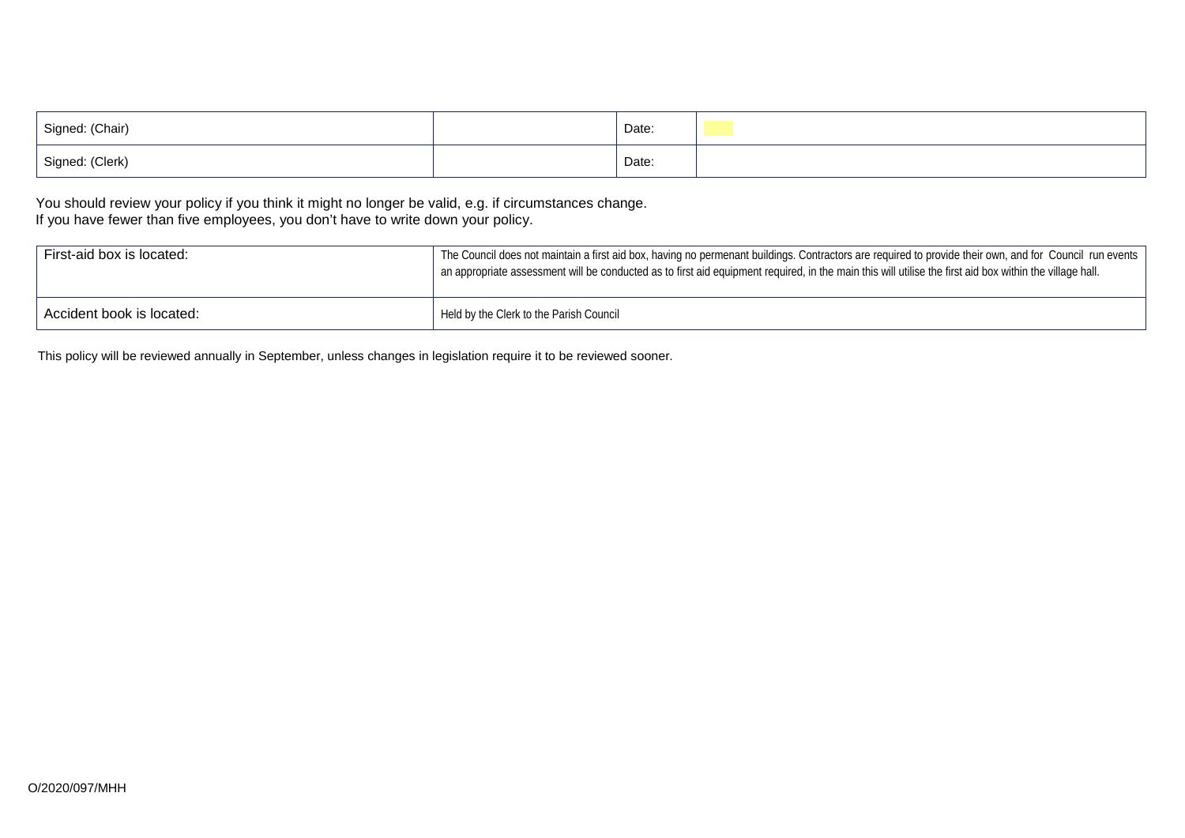| | | | |
|---|---|---|---|
| Signed: (Chair) | | Date: | |
| Signed: (Clerk) | | Date: | |

You should review your policy if you think it might no longer be valid, e.g. if circumstances change.
If you have fewer than five employees, you don't have to write down your policy.

| | |
|---|---|
| First-aid box is located: | The Council does not maintain a first aid box, having no permenant buildings. Contractors are required to provide their own, and for Council run events an appropriate assessment will be conducted as to first aid equipment required, in the main this will utilise the first aid box within the village hall. |
| Accident book is located: | Held by the Clerk to the Parish Council |

This policy will be reviewed annually in September, unless changes in legislation require it to be reviewed sooner.

O/2020/097/MHH